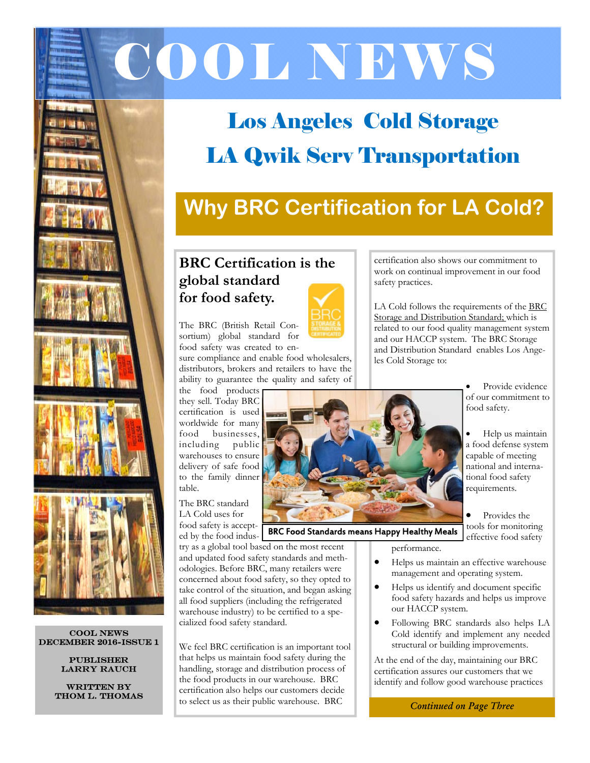# COOL NEWS

## Los Angeles Cold Storage

## LA Qwik Serv Transportation

## Why BRC Certification for LA Cold?

### BRC Certification is the global standard for food safety.

The BRC (British Retail Consortium) global standard for food safety was created to ensure compliance and enable food wholesalers, distributors, brokers and retailers to have the ability to guarantee the quality and safety of the food products they sell. Today BRC certification is used worldwide for many food businesses, including public warehouses to ensure delivery of safe food to the family dinner table.

The BRC standard LA Cold uses for food safety is accepted by the food industry as a global tool based on the most recent and updated food safety standards and methodologies. Before BRC, many retailers were concerned about food safety, so they opted to take control of the situation, and began asking all food suppliers (including the refrigerated warehouse industry) to be certified to a specialized food safety standard.

We feel BRC certification is an important tool that helps us maintain food safety during the handling, storage and distribution process of the food products in our warehouse. BRC certification also helps our customers decide to select us as their public warehouse. BRC certification also shows our commitment to work on continual improvement in our food safety practices.

LA Cold follows the requirements of the BRC Storage and Distribution Standard; which is related to our food quality management system and our HACCP system. The BRC Storage and Distribution Standard enables Los Angeles Cold Storage to:

- Provide evidence of our commitment to food safety.
- Help us maintain a food defense system capable of meeting national and international food safety requirements.
- Provides the tools for monitoring effective food safety performance.
- Helps us maintain an effective warehouse management and operating system.
- Helps us identify and document specific food safety hazards and helps us improve our HACCP system.
- Following BRC standards also helps LA Cold identify and implement any needed structural or building improvements.

At the end of the day, maintaining our BRC certification assures our customers that we identify and follow good warehouse practices

*Continued on Page Three*

BRC Food Standards means Happy Healthy Meals

COOL NEWS
DECEMBER 2016-ISSUE 1

PUBLISHER
LARRY RAUCH

WRITTEN BY
THOM L. THOMAS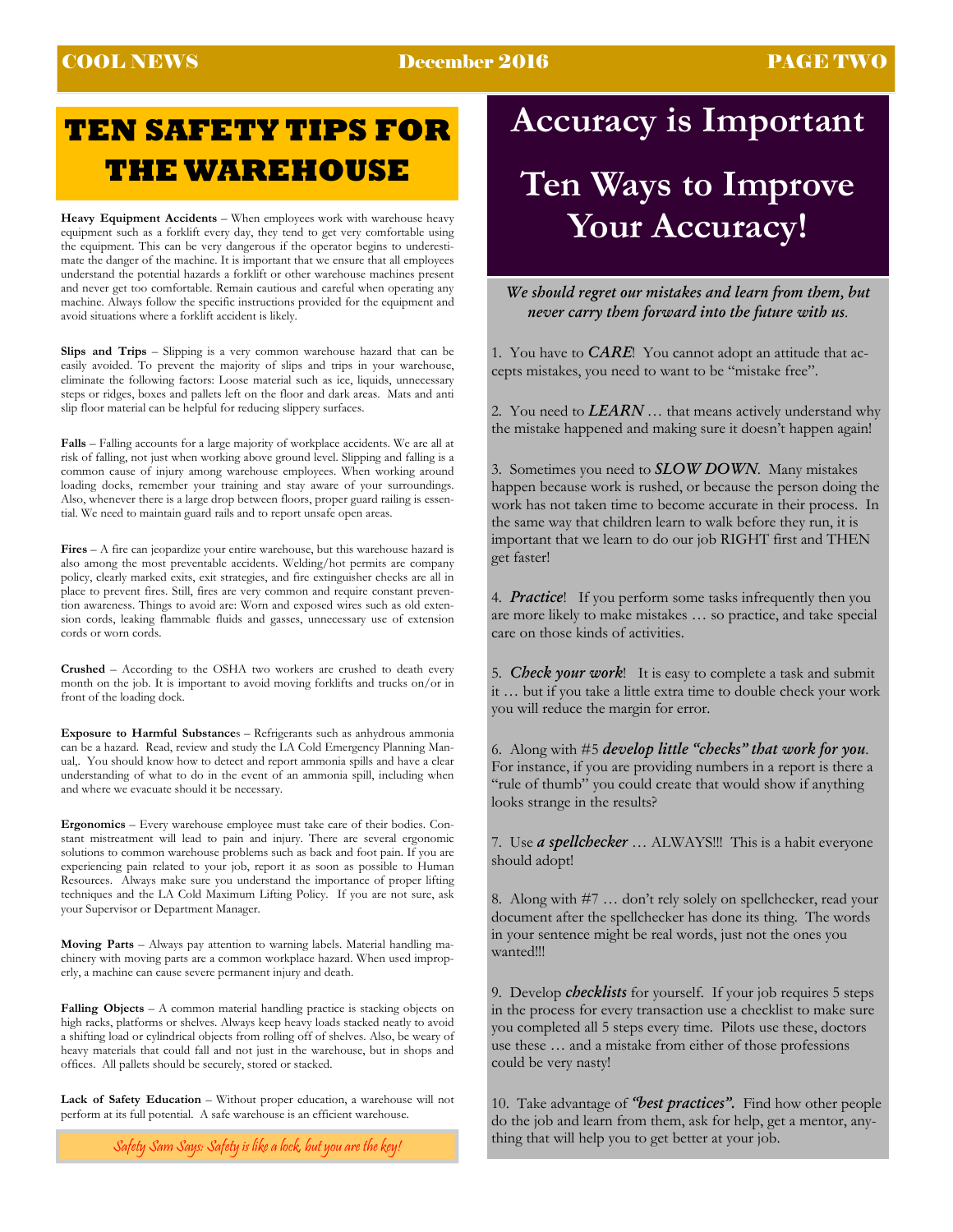# TEN SAFETY TIPS FOR THE WAREHOUSE

**Heavy Equipment Accidents** – When employees work with warehouse heavy equipment such as a forklift every day, they tend to get very comfortable using the equipment. This can be very dangerous if the operator begins to underestimate the danger of the machine. It is important that we ensure that all employees understand the potential hazards a forklift or other warehouse machines present and never get too comfortable. Remain cautious and careful when operating any machine. Always follow the specific instructions provided for the equipment and avoid situations where a forklift accident is likely.

**Slips and Trips** – Slipping is a very common warehouse hazard that can be easily avoided. To prevent the majority of slips and trips in your warehouse, eliminate the following factors: Loose material such as ice, liquids, unnecessary steps or ridges, boxes and pallets left on the floor and dark areas. Mats and anti slip floor material can be helpful for reducing slippery surfaces.

**Falls** – Falling accounts for a large majority of workplace accidents. We are all at risk of falling, not just when working above ground level. Slipping and falling is a common cause of injury among warehouse employees. When working around loading docks, remember your training and stay aware of your surroundings. Also, whenever there is a large drop between floors, proper guard railing is essential. We need to maintain guard rails and to report unsafe open areas.

**Fires** – A fire can jeopardize your entire warehouse, but this warehouse hazard is also among the most preventable accidents. Welding/hot permits are company policy, clearly marked exits, exit strategies, and fire extinguisher checks are all in place to prevent fires. Still, fires are very common and require constant prevention awareness. Things to avoid are: Worn and exposed wires such as old extension cords, leaking flammable fluids and gasses, unnecessary use of extension cords or worn cords.

**Crushed** – According to the OSHA two workers are crushed to death every month on the job. It is important to avoid moving forklifts and trucks on/or in front of the loading dock.

**Exposure to Harmful Substances** – Refrigerants such as anhydrous ammonia can be a hazard. Read, review and study the LA Cold Emergency Planning Manual,. You should know how to detect and report ammonia spills and have a clear understanding of what to do in the event of an ammonia spill, including when and where we evacuate should it be necessary.

**Ergonomics** – Every warehouse employee must take care of their bodies. Constant mistreatment will lead to pain and injury. There are several ergonomic solutions to common warehouse problems such as back and foot pain. If you are experiencing pain related to your job, report it as soon as possible to Human Resources. Always make sure you understand the importance of proper lifting techniques and the LA Cold Maximum Lifting Policy. If you are not sure, ask your Supervisor or Department Manager.

**Moving Parts** – Always pay attention to warning labels. Material handling machinery with moving parts are a common workplace hazard. When used improperly, a machine can cause severe permanent injury and death.

**Falling Objects** – A common material handling practice is stacking objects on high racks, platforms or shelves. Always keep heavy loads stacked neatly to avoid a shifting load or cylindrical objects from rolling off of shelves. Also, be weary of heavy materials that could fall and not just in the warehouse, but in shops and offices. All pallets should be securely, stored or stacked.

**Lack of Safety Education** – Without proper education, a warehouse will not perform at its full potential. A safe warehouse is an efficient warehouse.

*Safety Sam Says: Safety is like a lock, but you are the key!*

# Accuracy is Important

# Ten Ways to Improve Your Accuracy!

***We should regret our mistakes and learn from them, but never carry them forward into the future with us.***

1. You have to ***CARE***! You cannot adopt an attitude that accepts mistakes, you need to want to be "mistake free".

2. You need to ***LEARN*** … that means actively understand why the mistake happened and making sure it doesn't happen again!

3. Sometimes you need to ***SLOW DOWN***. Many mistakes happen because work is rushed, or because the person doing the work has not taken time to become accurate in their process. In the same way that children learn to walk before they run, it is important that we learn to do our job RIGHT first and THEN get faster!

4. ***Practice***! If you perform some tasks infrequently then you are more likely to make mistakes … so practice, and take special care on those kinds of activities.

5. ***Check your work***! It is easy to complete a task and submit it … but if you take a little extra time to double check your work you will reduce the margin for error.

6. Along with #5 ***develop little "checks" that work for you***. For instance, if you are providing numbers in a report is there a "rule of thumb" you could create that would show if anything looks strange in the results?

7. Use ***a spellchecker*** … ALWAYS!!! This is a habit everyone should adopt!

8. Along with #7 … don't rely solely on spellchecker, read your document after the spellchecker has done its thing. The words in your sentence might be real words, just not the ones you wanted!!!

9. Develop ***checklists*** for yourself. If your job requires 5 steps in the process for every transaction use a checklist to make sure you completed all 5 steps every time. Pilots use these, doctors use these … and a mistake from either of those professions could be very nasty!

10. Take advantage of ***"best practices".*** Find how other people do the job and learn from them, ask for help, get a mentor, anything that will help you to get better at your job.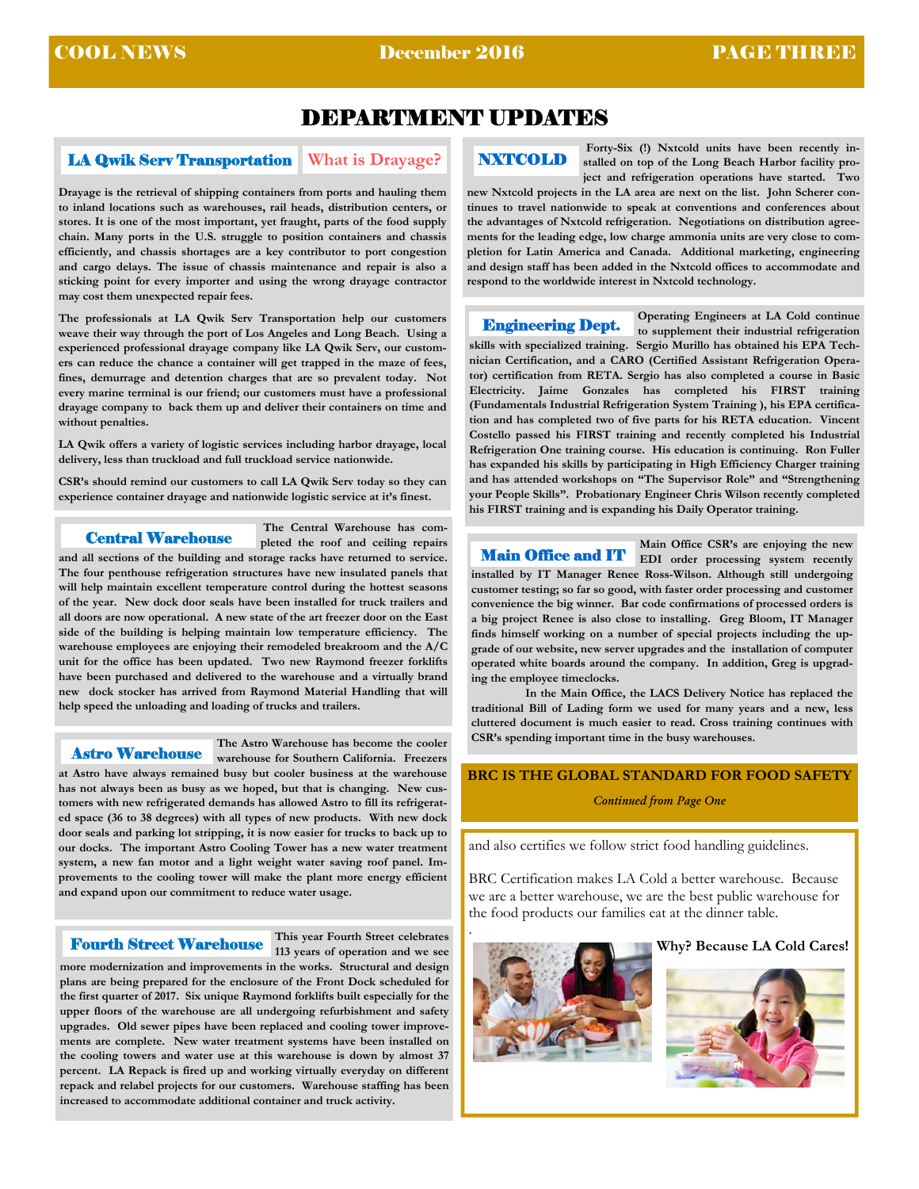# DEPARTMENT UPDATES

## LA Qwik Serv Transportation — What is Drayage?

**Drayage is the retrieval of shipping containers from ports and hauling them to inland locations such as warehouses, rail heads, distribution centers, or stores. It is one of the most important, yet fraught, parts of the food supply chain. Many ports in the U.S. struggle to position containers and chassis efficiently, and chassis shortages are a key contributor to port congestion and cargo delays. The issue of chassis maintenance and repair is also a sticking point for every importer and using the wrong drayage contractor may cost them unexpected repair fees.**

**The professionals at LA Qwik Serv Transportation help our customers weave their way through the port of Los Angeles and Long Beach. Using a experienced professional drayage company like LA Qwik Serv, our customers can reduce the chance a container will get trapped in the maze of fees, fines, demurrage and detention charges that are so prevalent today. Not every marine terminal is our friend; our customers must have a professional drayage company to back them up and deliver their containers on time and without penalties.**

**LA Qwik offers a variety of logistic services including harbor drayage, local delivery, less than truckload and full truckload service nationwide.**

**CSR's should remind our customers to call LA Qwik Serv today so they can experience container drayage and nationwide logistic service at it's finest.**

## Central Warehouse

**The Central Warehouse has completed the roof and ceiling repairs and all sections of the building and storage racks have returned to service. The four penthouse refrigeration structures have new insulated panels that will help maintain excellent temperature control during the hottest seasons of the year. New dock door seals have been installed for truck trailers and all doors are now operational. A new state of the art freezer door on the East side of the building is helping maintain low temperature efficiency. The warehouse employees are enjoying their remodeled breakroom and the A/C unit for the office has been updated. Two new Raymond freezer forklifts have been purchased and delivered to the warehouse and a virtually brand new dock stocker has arrived from Raymond Material Handling that will help speed the unloading and loading of trucks and trailers.**

## Astro Warehouse

**The Astro Warehouse has become the cooler warehouse for Southern California. Freezers at Astro have always remained busy but cooler business at the warehouse has not always been as busy as we hoped, but that is changing. New customers with new refrigerated demands has allowed Astro to fill its refrigerated space (36 to 38 degrees) with all types of new products. With new dock door seals and parking lot stripping, it is now easier for trucks to back up to our docks. The important Astro Cooling Tower has a new water treatment system, a new fan motor and a light weight water saving roof panel. Improvements to the cooling tower will make the plant more energy efficient and expand upon our commitment to reduce water usage.**

## Fourth Street Warehouse

**This year Fourth Street celebrates 113 years of operation and we see more modernization and improvements in the works. Structural and design plans are being prepared for the enclosure of the Front Dock scheduled for the first quarter of 2017. Six unique Raymond forklifts built especially for the upper floors of the warehouse are all undergoing refurbishment and safety upgrades. Old sewer pipes have been replaced and cooling tower improvements are complete. New water treatment systems have been installed on the cooling towers and water use at this warehouse is down by almost 37 percent. LA Repack is fired up and working virtually everyday on different repack and relabel projects for our customers. Warehouse staffing has been increased to accommodate additional container and truck activity.**

## NXTCOLD

**Forty-Six (!) Nxtcold units have been recently installed on top of the Long Beach Harbor facility project and refrigeration operations have started. Two new Nxtcold projects in the LA area are next on the list. John Scherer continues to travel nationwide to speak at conventions and conferences about the advantages of Nxtcold refrigeration. Negotiations on distribution agreements for the leading edge, low charge ammonia units are very close to completion for Latin America and Canada. Additional marketing, engineering and design staff has been added in the Nxtcold offices to accommodate and respond to the worldwide interest in Nxtcold technology.**

## Engineering Dept.

**Operating Engineers at LA Cold continue to supplement their industrial refrigeration skills with specialized training. Sergio Murillo has obtained his EPA Technician Certification, and a CARO (Certified Assistant Refrigeration Operator) certification from RETA. Sergio has also completed a course in Basic Electricity. Jaime Gonzales has completed his FIRST training (Fundamentals Industrial Refrigeration System Training ), his EPA certification and has completed two of five parts for his RETA education. Vincent Costello passed his FIRST training and recently completed his Industrial Refrigeration One training course. His education is continuing. Ron Fuller has expanded his skills by participating in High Efficiency Charger training and has attended workshops on "The Supervisor Role" and "Strengthening your People Skills". Probationary Engineer Chris Wilson recently completed his FIRST training and is expanding his Daily Operator training.**

## Main Office and IT

**Main Office CSR's are enjoying the new EDI order processing system recently installed by IT Manager Renee Ross-Wilson. Although still undergoing customer testing; so far so good, with faster order processing and customer convenience the big winner. Bar code confirmations of processed orders is a big project Renee is also close to installing. Greg Bloom, IT Manager finds himself working on a number of special projects including the upgrade of our website, new server upgrades and the installation of computer operated white boards around the company. In addition, Greg is upgrading the employee timeclocks.**

**In the Main Office, the LACS Delivery Notice has replaced the traditional Bill of Lading form we used for many years and a new, less cluttered document is much easier to read. Cross training continues with CSR's spending important time in the busy warehouses.**

## BRC IS THE GLOBAL STANDARD FOR FOOD SAFETY

*Continued from Page One*

and also certifies we follow strict food handling guidelines.

BRC Certification makes LA Cold a better warehouse. Because we are a better warehouse, we are the best public warehouse for the food products our families eat at the dinner table.

**Why? Because LA Cold Cares!**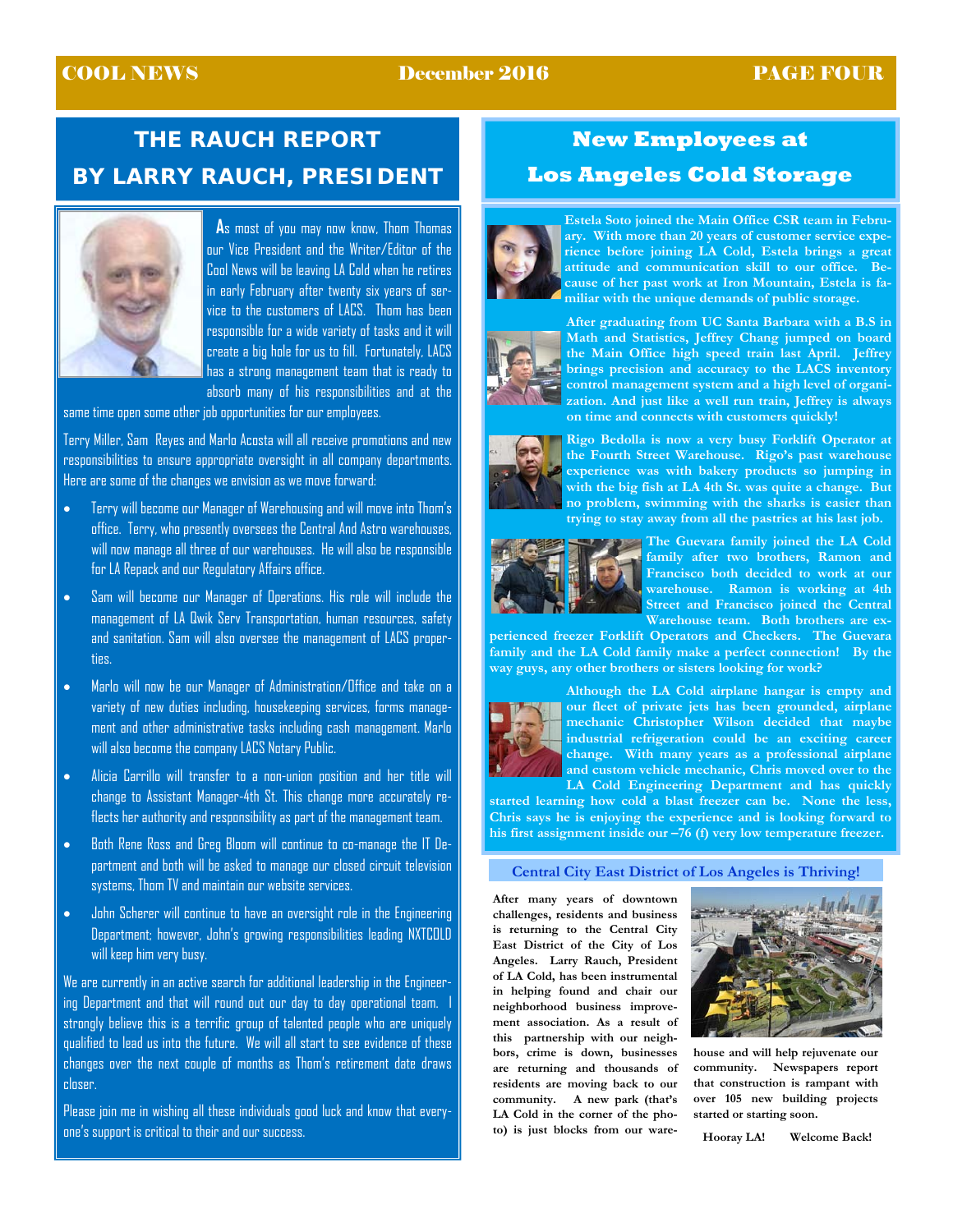## THE RAUCH REPORT BY LARRY RAUCH, PRESIDENT

As most of you may now know, Thom Thomas our Vice President and the Writer/Editor of the Cool News will be leaving LA Cold when he retires in early February after twenty six years of service to the customers of LACS. Thom has been responsible for a wide variety of tasks and it will create a big hole for us to fill. Fortunately, LACS has a strong management team that is ready to absorb many of his responsibilities and at the same time open some other job opportunities for our employees.

Terry Miller, Sam Reyes and Marlo Acosta will all receive promotions and new responsibilities to ensure appropriate oversight in all company departments. Here are some of the changes we envision as we move forward:

- Terry will become our Manager of Warehousing and will move into Thom's office. Terry, who presently oversees the Central And Astro warehouses, will now manage all three of our warehouses. He will also be responsible for LA Repack and our Regulatory Affairs office.
- Sam will become our Manager of Operations. His role will include the management of LA Qwik Serv Transportation, human resources, safety and sanitation. Sam will also oversee the management of LACS properties.
- Marlo will now be our Manager of Administration/Office and take on a variety of new duties including, housekeeping services, forms management and other administrative tasks including cash management. Marlo will also become the company LACS Notary Public.
- Alicia Carrillo will transfer to a non-union position and her title will change to Assistant Manager-4th St. This change more accurately reflects her authority and responsibility as part of the management team.
- Both Rene Ross and Greg Bloom will continue to co-manage the IT Department and both will be asked to manage our closed circuit television systems, Thom TV and maintain our website services.
- John Scherer will continue to have an oversight role in the Engineering Department; however, John's growing responsibilities leading NXTCOLD will keep him very busy.

We are currently in an active search for additional leadership in the Engineering Department and that will round out our day to day operational team. I strongly believe this is a terrific group of talented people who are uniquely qualified to lead us into the future. We will all start to see evidence of these changes over the next couple of months as Thom's retirement date draws closer.

Please join me in wishing all these individuals good luck and know that everyone's support is critical to their and our success.

## New Employees at Los Angeles Cold Storage

**Estela Soto joined the Main Office CSR team in February. With more than 20 years of customer service experience before joining LA Cold, Estela brings a great attitude and communication skill to our office. Because of her past work at Iron Mountain, Estela is familiar with the unique demands of public storage.**

**After graduating from UC Santa Barbara with a B.S in Math and Statistics, Jeffrey Chang jumped on board the Main Office high speed train last April. Jeffrey brings precision and accuracy to the LACS inventory control management system and a high level of organization. And just like a well run train, Jeffrey is always on time and connects with customers quickly!**

**Rigo Bedolla is now a very busy Forklift Operator at the Fourth Street Warehouse. Rigo's past warehouse experience was with bakery products so jumping in with the big fish at LA 4th St. was quite a change. But no problem, swimming with the sharks is easier than trying to stay away from all the pastries at his last job.**

**The Guevara family joined the LA Cold family after two brothers, Ramon and Francisco both decided to work at our warehouse. Ramon is working at 4th Street and Francisco joined the Central Warehouse team. Both brothers are experienced freezer Forklift Operators and Checkers. The Guevara family and the LA Cold family make a perfect connection! By the way guys, any other brothers or sisters looking for work?**

**Although the LA Cold airplane hangar is empty and our fleet of private jets has been grounded, airplane mechanic Christopher Wilson decided that maybe industrial refrigeration could be an exciting career change. With many years as a professional airplane and custom vehicle mechanic, Chris moved over to the LA Cold Engineering Department and has quickly started learning how cold a blast freezer can be. None the less, Chris says he is enjoying the experience and is looking forward to his first assignment inside our –76 (f) very low temperature freezer.**

### Central City East District of Los Angeles is Thriving!

**After many years of downtown challenges, residents and business is returning to the Central City East District of the City of Los Angeles. Larry Rauch, President of LA Cold, has been instrumental in helping found and chair our neighborhood business improvement association. As a result of this partnership with our neighbors, crime is down, businesses are returning and thousands of residents are moving back to our community. A new park (that's LA Cold in the corner of the photo) is just blocks from our warehouse and will help rejuvenate our community. Newspapers report that construction is rampant with over 105 new building projects started or starting soon.**

**Hooray LA! Welcome Back!**